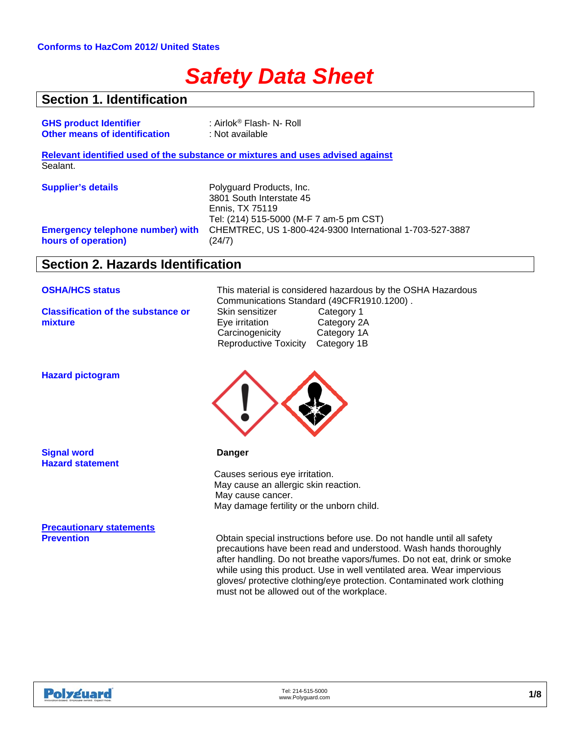**Conforms to HazCom 2012/ United States**

# Safety Data Sheet

## Section 1. Identification

**GHS product Identifier** : Airlok® Flash- N- Roll

**Other means of identification** : Not available

**Relevant identified used of the substance or mixtures and uses advised against**

Sealant.

**Supplier's details**

Polyguard Products, Inc.
3801 South Interstate 45
Ennis, TX 75119
Tel: (214) 515-5000 (M-F 7 am-5 pm CST)

**Emergency telephone number) with hours of operation)**

CHEMTREC, US 1-800-424-9300 International 1-703-527-3887 (24/7)

## Section 2. Hazards Identification

**OSHA/HCS status**

This material is considered hazardous by the OSHA Hazardous Communications Standard (49CFR1910.1200) .

**Classification of the substance or mixture**

| | |
|---|---|
| Skin sensitizer | Category 1 |
| Eye irritation | Category 2A |
| Carcinogenicity | Category 1A |
| Reproductive Toxicity | Category 1B |

**Hazard pictogram**

**Signal word**

**Danger**

**Hazard statement**

Causes serious eye irritation.
May cause an allergic skin reaction.
May cause cancer.
May damage fertility or the unborn child.

**Precautionary statements**

**Prevention**

Obtain special instructions before use. Do not handle until all safety precautions have been read and understood. Wash hands thoroughly after handling. Do not breathe vapors/fumes. Do not eat, drink or smoke while using this product. Use in well ventilated area. Wear impervious gloves/ protective clothing/eye protection. Contaminated work clothing must not be allowed out of the workplace.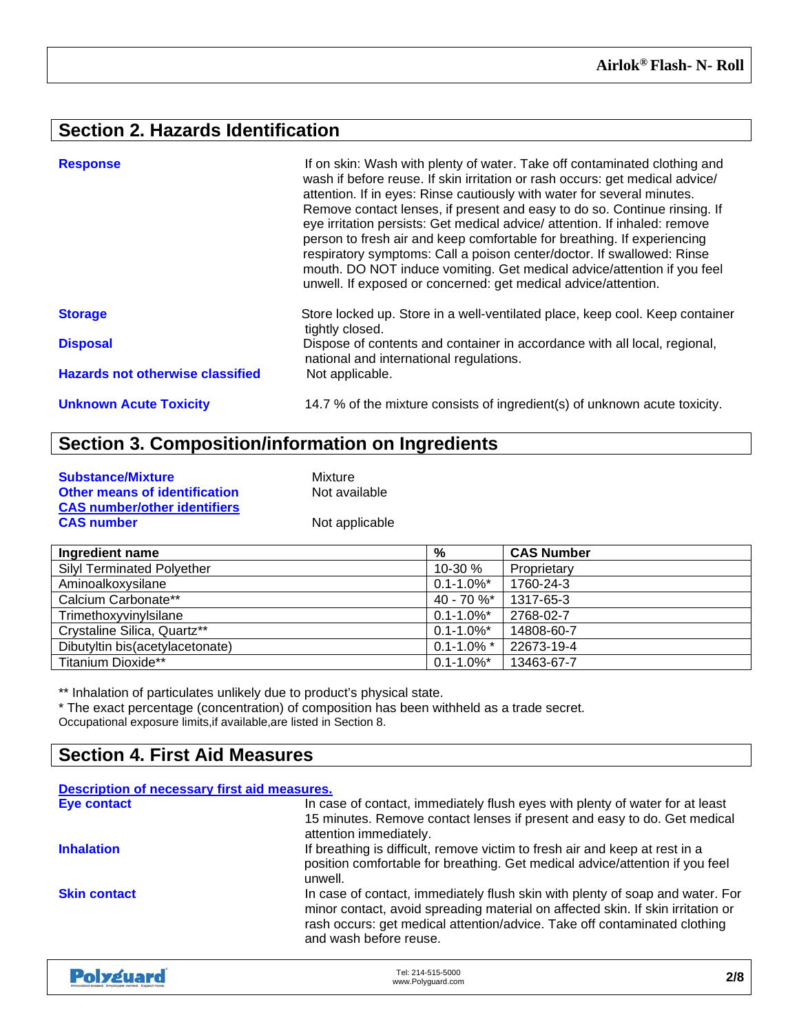## Section 2. Hazards Identification

**Response** If on skin: Wash with plenty of water. Take off contaminated clothing and wash if before reuse. If skin irritation or rash occurs: get medical advice/ attention. If in eyes: Rinse cautiously with water for several minutes. Remove contact lenses, if present and easy to do so. Continue rinsing. If eye irritation persists: Get medical advice/ attention. If inhaled: remove person to fresh air and keep comfortable for breathing. If experiencing respiratory symptoms: Call a poison center/doctor. If swallowed: Rinse mouth. DO NOT induce vomiting. Get medical advice/attention if you feel unwell. If exposed or concerned: get medical advice/attention.

**Storage** Store locked up. Store in a well-ventilated place, keep cool. Keep container tightly closed.

**Disposal** Dispose of contents and container in accordance with all local, regional, national and international regulations.

**Hazards not otherwise classified** Not applicable.

**Unknown Acute Toxicity** 14.7 % of the mixture consists of ingredient(s) of unknown acute toxicity.

## Section 3. Composition/information on Ingredients

**Substance/Mixture** Mixture

**Other means of identification** Not available

**CAS number/other identifiers**

**CAS number** Not applicable

| Ingredient name | % | CAS Number |
|---|---|---|
| Silyl Terminated Polyether | 10-30 % | Proprietary |
| Aminoalkoxysilane | 0.1-1.0%* | 1760-24-3 |
| Calcium Carbonate** | 40 - 70 %* | 1317-65-3 |
| Trimethoxyvinylsilane | 0.1-1.0%* | 2768-02-7 |
| Crystaline Silica, Quartz** | 0.1-1.0%* | 14808-60-7 |
| Dibutyltin bis(acetylacetonate) | 0.1-1.0% * | 22673-19-4 |
| Titanium Dioxide** | 0.1-1.0%* | 13463-67-7 |

** Inhalation of particulates unlikely due to product's physical state.

* The exact percentage (concentration) of composition has been withheld as a trade secret.

Occupational exposure limits,if available,are listed in Section 8.

## Section 4. First Aid Measures

**Description of necessary first aid measures.**

**Eye contact** In case of contact, immediately flush eyes with plenty of water for at least 15 minutes. Remove contact lenses if present and easy to do. Get medical attention immediately.

**Inhalation** If breathing is difficult, remove victim to fresh air and keep at rest in a position comfortable for breathing. Get medical advice/attention if you feel unwell.

**Skin contact** In case of contact, immediately flush skin with plenty of soap and water. For minor contact, avoid spreading material on affected skin. If skin irritation or rash occurs: get medical attention/advice. Take off contaminated clothing and wash before reuse.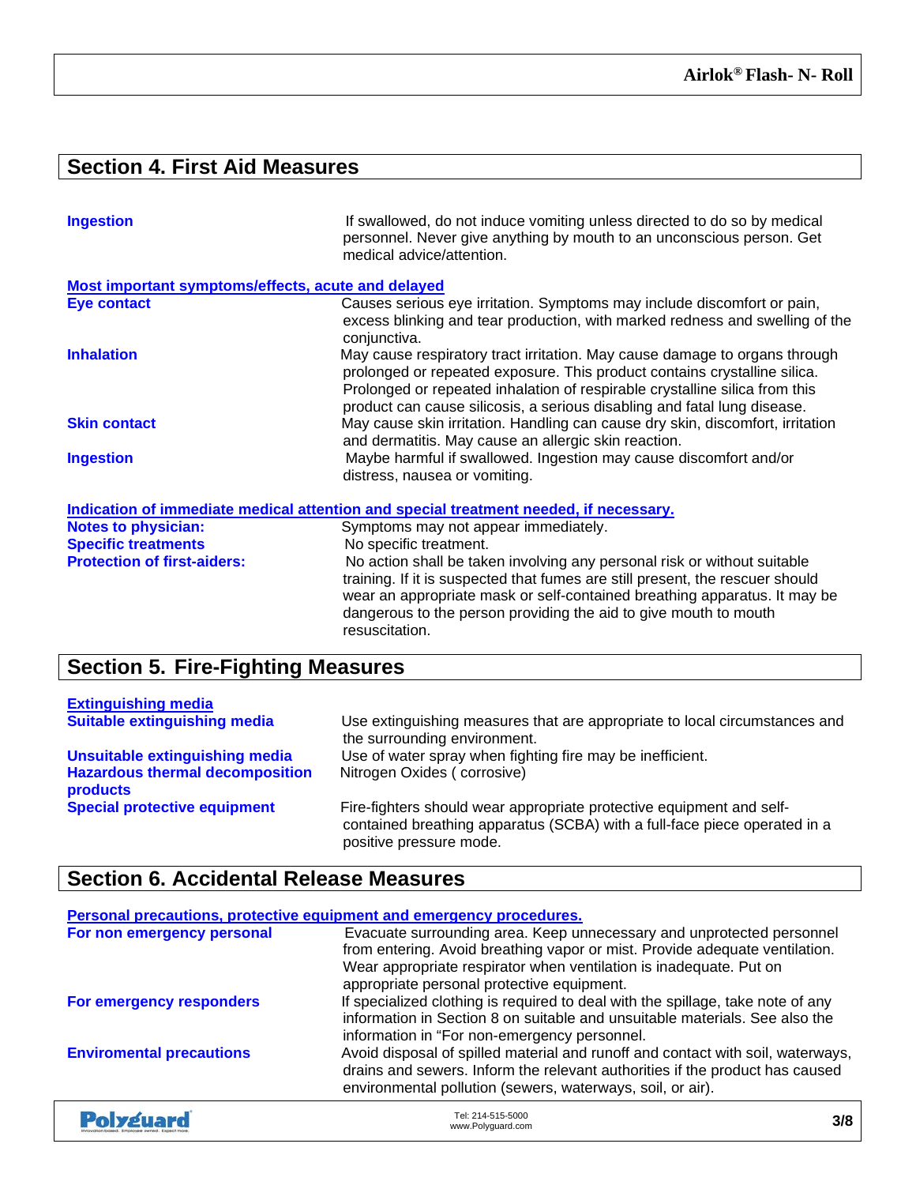## Section 4. First Aid Measures

**Ingestion** If swallowed, do not induce vomiting unless directed to do so by medical personnel. Never give anything by mouth to an unconscious person. Get medical advice/attention.

**Most important symptoms/effects, acute and delayed**

**Eye contact** Causes serious eye irritation. Symptoms may include discomfort or pain, excess blinking and tear production, with marked redness and swelling of the conjunctiva.

**Inhalation** May cause respiratory tract irritation. May cause damage to organs through prolonged or repeated exposure. This product contains crystalline silica. Prolonged or repeated inhalation of respirable crystalline silica from this product can cause silicosis, a serious disabling and fatal lung disease.

**Skin contact** May cause skin irritation. Handling can cause dry skin, discomfort, irritation and dermatitis. May cause an allergic skin reaction.

**Ingestion** Maybe harmful if swallowed. Ingestion may cause discomfort and/or distress, nausea or vomiting.

**Indication of immediate medical attention and special treatment needed, if necessary.**

**Notes to physician:** Symptoms may not appear immediately.

**Specific treatments** No specific treatment.

**Protection of first-aiders:** No action shall be taken involving any personal risk or without suitable training. If it is suspected that fumes are still present, the rescuer should wear an appropriate mask or self-contained breathing apparatus. It may be dangerous to the person providing the aid to give mouth to mouth resuscitation.

## Section 5. Fire-Fighting Measures

**Extinguishing media**

**Suitable extinguishing media** Use extinguishing measures that are appropriate to local circumstances and the surrounding environment.

**Unsuitable extinguishing media** Use of water spray when fighting fire may be inefficient.

**Hazardous thermal decomposition products** Nitrogen Oxides ( corrosive)

**Special protective equipment** Fire-fighters should wear appropriate protective equipment and self-contained breathing apparatus (SCBA) with a full-face piece operated in a positive pressure mode.

## Section 6. Accidental Release Measures

**Personal precautions, protective equipment and emergency procedures.**

**For non emergency personal** Evacuate surrounding area. Keep unnecessary and unprotected personnel from entering. Avoid breathing vapor or mist. Provide adequate ventilation. Wear appropriate respirator when ventilation is inadequate. Put on appropriate personal protective equipment.

**For emergency responders** If specialized clothing is required to deal with the spillage, take note of any information in Section 8 on suitable and unsuitable materials. See also the information in "For non-emergency personnel.

**Enviromental precautions** Avoid disposal of spilled material and runoff and contact with soil, waterways, drains and sewers. Inform the relevant authorities if the product has caused environmental pollution (sewers, waterways, soil, or air).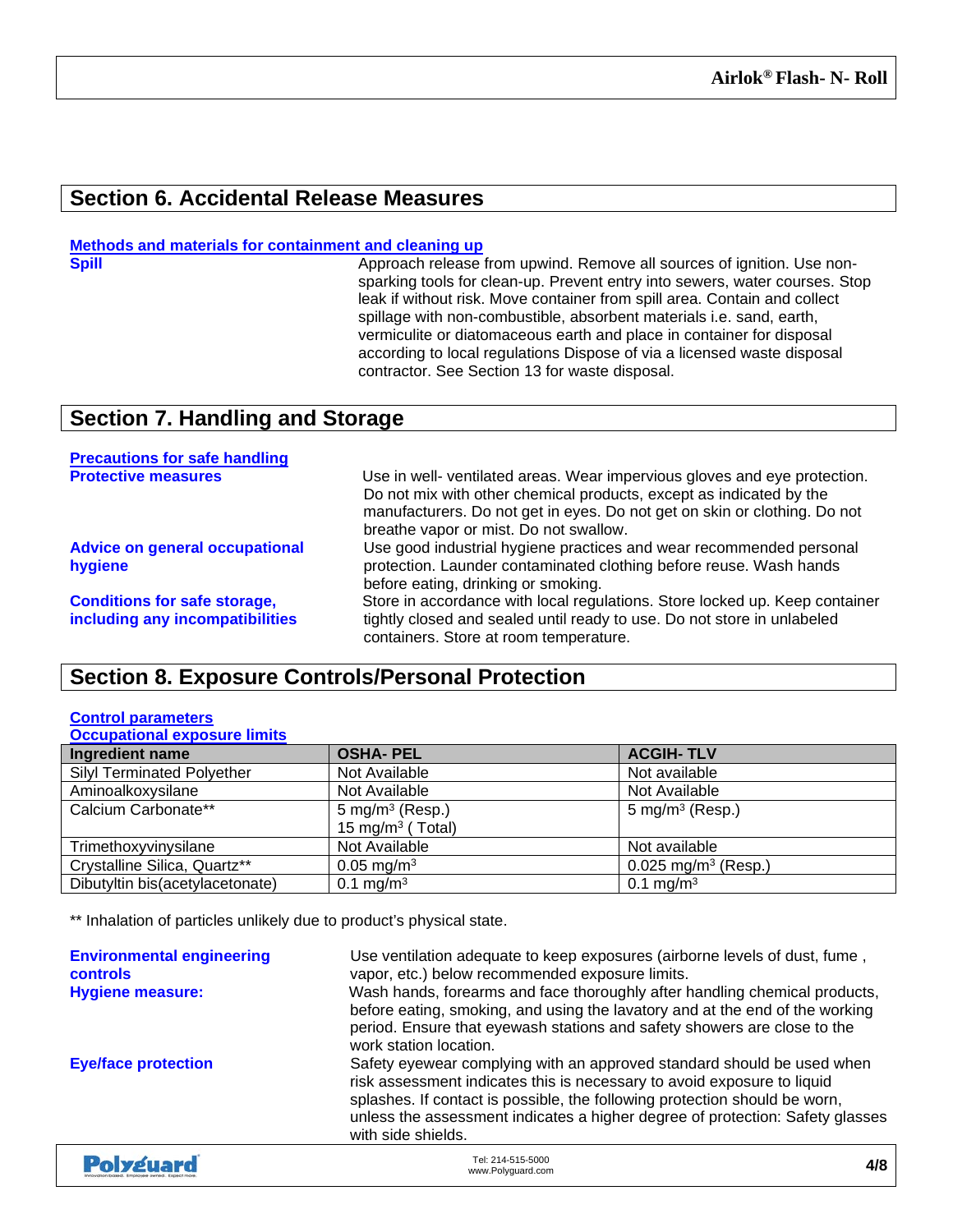## Section 6. Accidental Release Measures

**Methods and materials for containment and cleaning up**

**Spill**

Approach release from upwind. Remove all sources of ignition. Use non-sparking tools for clean-up. Prevent entry into sewers, water courses. Stop leak if without risk. Move container from spill area. Contain and collect spillage with non-combustible, absorbent materials i.e. sand, earth, vermiculite or diatomaceous earth and place in container for disposal according to local regulations Dispose of via a licensed waste disposal contractor. See Section 13 for waste disposal.

## Section 7. Handling and Storage

**Precautions for safe handling**

**Protective measures**

Use in well- ventilated areas. Wear impervious gloves and eye protection. Do not mix with other chemical products, except as indicated by the manufacturers. Do not get in eyes. Do not get on skin or clothing. Do not breathe vapor or mist. Do not swallow.

**Advice on general occupational hygiene**

Use good industrial hygiene practices and wear recommended personal protection. Launder contaminated clothing before reuse. Wash hands before eating, drinking or smoking.

**Conditions for safe storage, including any incompatibilities**

Store in accordance with local regulations. Store locked up. Keep container tightly closed and sealed until ready to use. Do not store in unlabeled containers. Store at room temperature.

## Section 8. Exposure Controls/Personal Protection

**Control parameters**

**Occupational exposure limits**

| Ingredient name | OSHA- PEL | ACGIH- TLV |
|---|---|---|
| Silyl Terminated Polyether | Not Available | Not available |
| Aminoalkoxysilane | Not Available | Not Available |
| Calcium Carbonate** | 5 mg/m$^3$ (Resp.)<br>15 mg/m$^3$ ( Total) | 5 mg/m$^3$ (Resp.) |
| Trimethoxyvinylsilane | Not Available | Not available |
| Crystalline Silica, Quartz** | 0.05 mg/m$^3$ | 0.025 mg/m$^3$ (Resp.) |
| Dibutyltin bis(acetylacetonate) | 0.1 mg/m$^3$ | 0.1 mg/m$^3$ |

** Inhalation of particles unlikely due to product's physical state.

**Environmental engineering controls**

Use ventilation adequate to keep exposures (airborne levels of dust, fume , vapor, etc.) below recommended exposure limits.

**Hygiene measure:**

Wash hands, forearms and face thoroughly after handling chemical products, before eating, smoking, and using the lavatory and at the end of the working period. Ensure that eyewash stations and safety showers are close to the work station location.

**Eye/face protection**

Safety eyewear complying with an approved standard should be used when risk assessment indicates this is necessary to avoid exposure to liquid splashes. If contact is possible, the following protection should be worn, unless the assessment indicates a higher degree of protection: Safety glasses with side shields.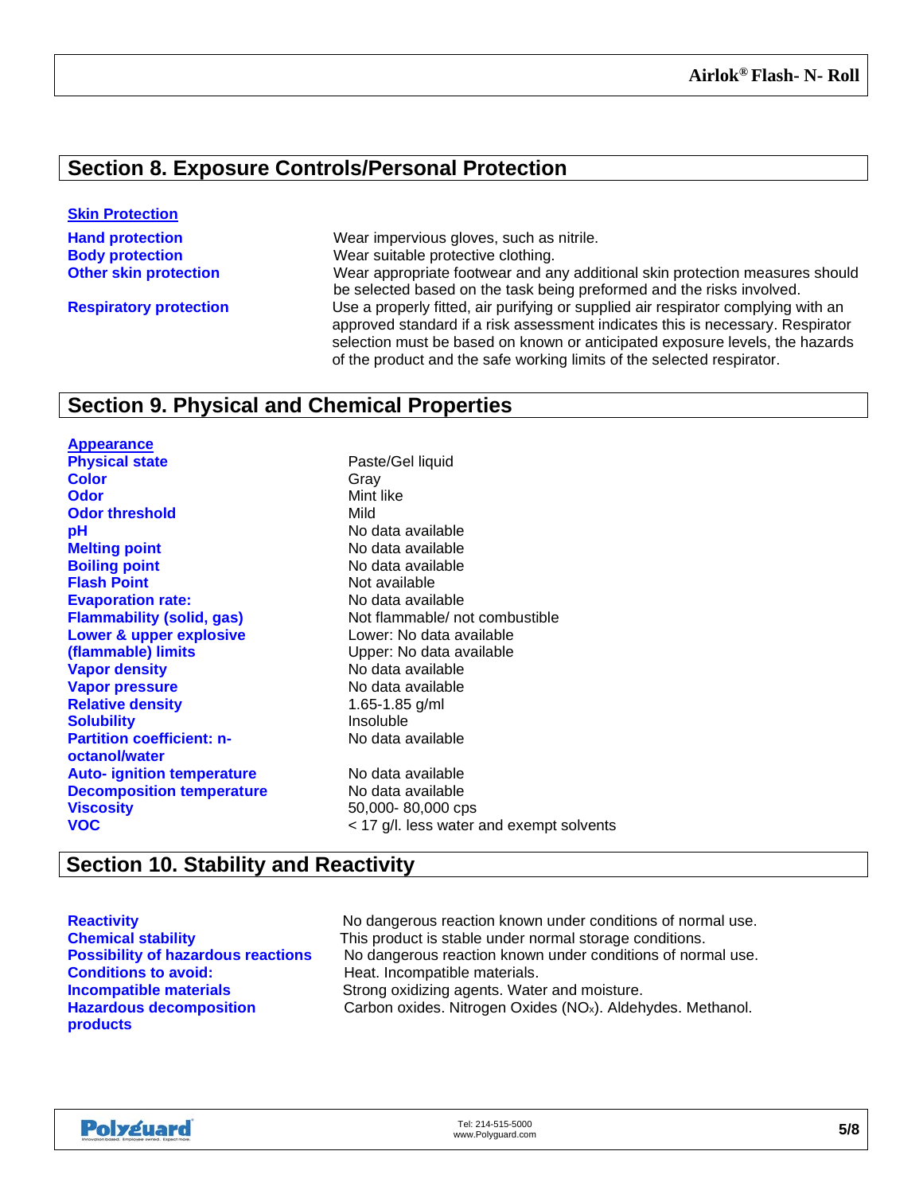## Section 8. Exposure Controls/Personal Protection

**Skin Protection**

| | |
|---|---|
| **Hand protection** | Wear impervious gloves, such as nitrile. |
| **Body protection** | Wear suitable protective clothing. |
| **Other skin protection** | Wear appropriate footwear and any additional skin protection measures should be selected based on the task being preformed and the risks involved. |
| **Respiratory protection** | Use a properly fitted, air purifying or supplied air respirator complying with an approved standard if a risk assessment indicates this is necessary. Respirator selection must be based on known or anticipated exposure levels, the hazards of the product and the safe working limits of the selected respirator. |

## Section 9. Physical and Chemical Properties

**Appearance**

| | |
|---|---|
| **Physical state** | Paste/Gel liquid |
| **Color** | Gray |
| **Odor** | Mint like |
| **Odor threshold** | Mild |
| **pH** | No data available |
| **Melting point** | No data available |
| **Boiling point** | No data available |
| **Flash Point** | Not available |
| **Evaporation rate:** | No data available |
| **Flammability (solid, gas)** | Not flammable/ not combustible |
| **Lower & upper explosive (flammable) limits** | Lower: No data available<br>Upper: No data available |
| **Vapor density** | No data available |
| **Vapor pressure** | No data available |
| **Relative density** | 1.65-1.85 g/ml |
| **Solubility** | Insoluble |
| **Partition coefficient: n-octanol/water** | No data available |
| **Auto- ignition temperature** | No data available |
| **Decomposition temperature** | No data available |
| **Viscosity** | 50,000- 80,000 cps |
| **VOC** | < 17 g/l. less water and exempt solvents |

## Section 10. Stability and Reactivity

| | |
|---|---|
| **Reactivity** | No dangerous reaction known under conditions of normal use. |
| **Chemical stability** | This product is stable under normal storage conditions. |
| **Possibility of hazardous reactions** | No dangerous reaction known under conditions of normal use. |
| **Conditions to avoid:** | Heat. Incompatible materials. |
| **Incompatible materials** | Strong oxidizing agents. Water and moisture. |
| **Hazardous decomposition products** | Carbon oxides. Nitrogen Oxides ($NO_x$). Aldehydes. Methanol. |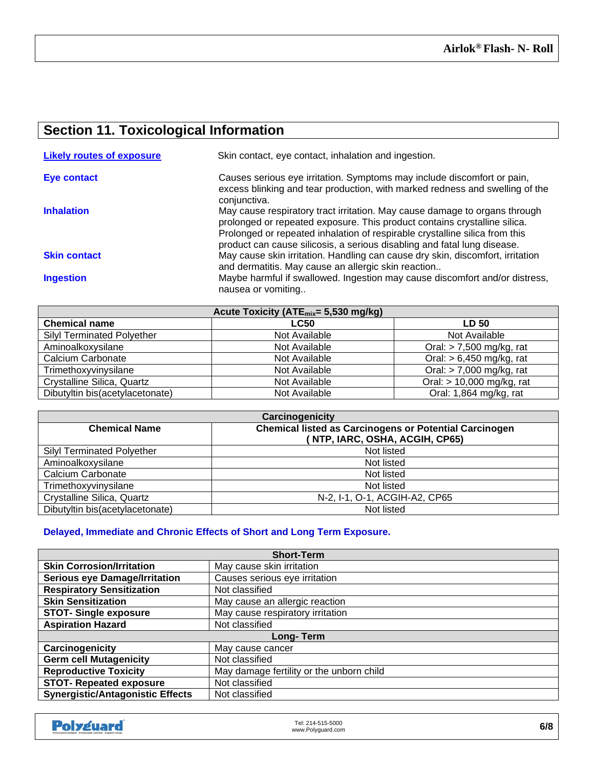## Section 11. Toxicological Information

**Likely routes of exposure** Skin contact, eye contact, inhalation and ingestion.

**Eye contact** Causes serious eye irritation. Symptoms may include discomfort or pain, excess blinking and tear production, with marked redness and swelling of the conjunctiva.

**Inhalation** May cause respiratory tract irritation. May cause damage to organs through prolonged or repeated exposure. This product contains crystalline silica. Prolonged or repeated inhalation of respirable crystalline silica from this product can cause silicosis, a serious disabling and fatal lung disease.

**Skin contact** May cause skin irritation. Handling can cause dry skin, discomfort, irritation and dermatitis. May cause an allergic skin reaction..

**Ingestion** Maybe harmful if swallowed. Ingestion may cause discomfort and/or distress, nausea or vomiting..

| Acute Toxicity ($ATE_{mix}$= 5,530 mg/kg) | | |
|---|---|---|
| **Chemical name** | **LC50** | **LD 50** |
| Silyl Terminated Polyether | Not Available | Not Available |
| Aminoalkoxysilane | Not Available | Oral: > 7,500 mg/kg, rat |
| Calcium Carbonate | Not Available | Oral: > 6,450 mg/kg, rat |
| Trimethoxyvinylsilane | Not Available | Oral: > 7,000 mg/kg, rat |
| Crystalline Silica, Quartz | Not Available | Oral: > 10,000 mg/kg, rat |
| Dibutyltin bis(acetylacetonate) | Not Available | Oral: 1,864 mg/kg, rat |

| Carcinogenicity | |
|---|---|
| **Chemical Name** | **Chemical listed as Carcinogens or Potential Carcinogen ( NTP, IARC, OSHA, ACGIH, CP65)** |
| Silyl Terminated Polyether | Not listed |
| Aminoalkoxysilane | Not listed |
| Calcium Carbonate | Not listed |
| Trimethoxyvinylsilane | Not listed |
| Crystalline Silica, Quartz | N-2, I-1, O-1, ACGIH-A2, CP65 |
| Dibutyltin bis(acetylacetonate) | Not listed |

**Delayed, Immediate and Chronic Effects of Short and Long Term Exposure.**

| Short-Term | |
|---|---|
| **Skin Corrosion/Irritation** | May cause skin irritation |
| **Serious eye Damage/Irritation** | Causes serious eye irritation |
| **Respiratory Sensitization** | Not classified |
| **Skin Sensitization** | May cause an allergic reaction |
| **STOT- Single exposure** | May cause respiratory irritation |
| **Aspiration Hazard** | Not classified |
| **Long- Term** | |
| **Carcinogenicity** | May cause cancer |
| **Germ cell Mutagenicity** | Not classified |
| **Reproductive Toxicity** | May damage fertility or the unborn child |
| **STOT- Repeated exposure** | Not classified |
| **Synergistic/Antagonistic Effects** | Not classified |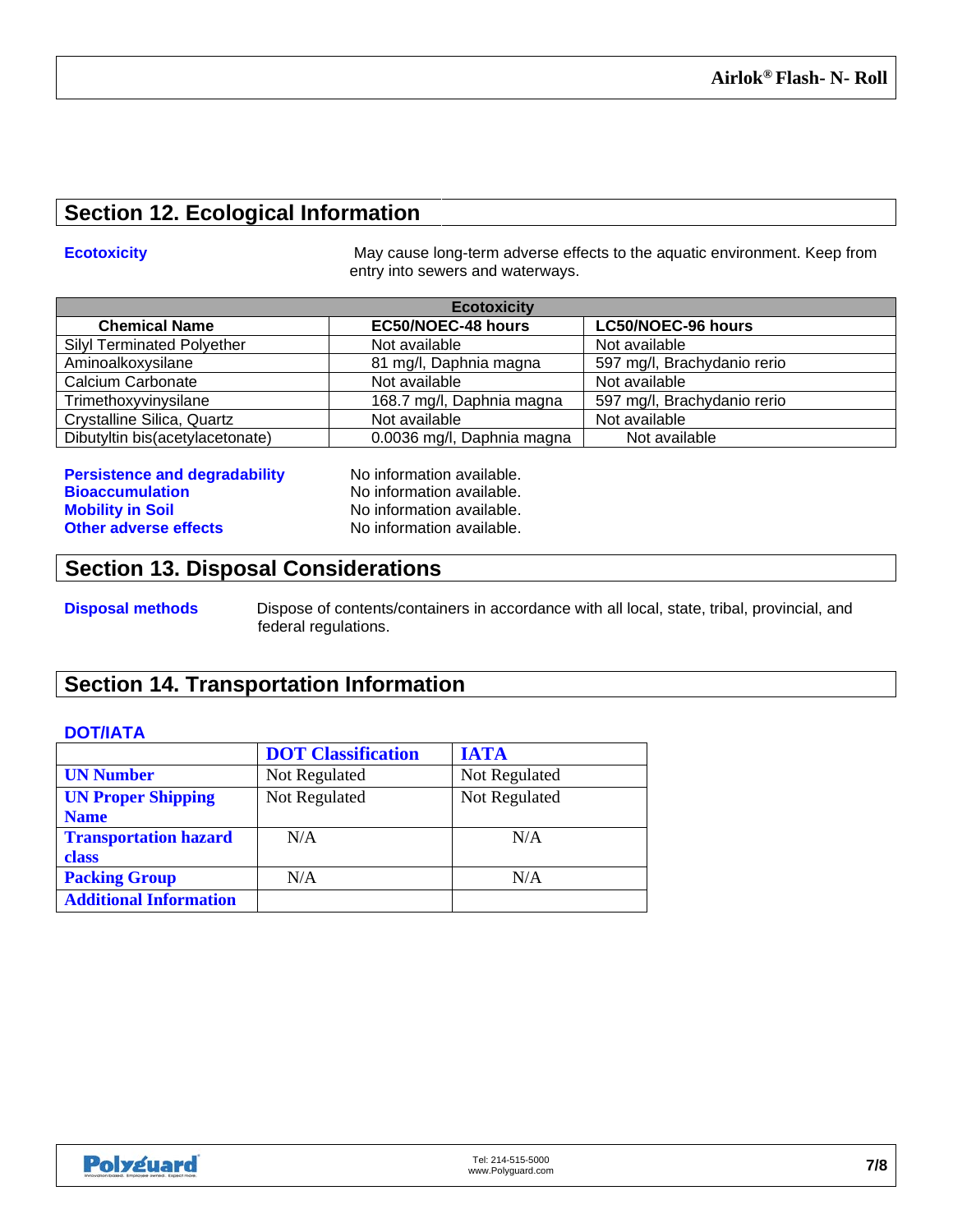## Section 12. Ecological Information

**Ecotoxicity** May cause long-term adverse effects to the aquatic environment. Keep from entry into sewers and waterways.

| Ecotoxicity | | |
|---|---|---|
| **Chemical Name** | **EC50/NOEC-48 hours** | **LC50/NOEC-96 hours** |
| Silyl Terminated Polyether | Not available | Not available |
| Aminoalkoxysilane | 81 mg/l, Daphnia magna | 597 mg/l, Brachydanio rerio |
| Calcium Carbonate | Not available | Not available |
| Trimethoxyvinylsilane | 168.7 mg/l, Daphnia magna | 597 mg/l, Brachydanio rerio |
| Crystalline Silica, Quartz | Not available | Not available |
| Dibutyltin bis(acetylacetonate) | 0.0036 mg/l, Daphnia magna | Not available |

**Persistence and degradability** No information available.
**Bioaccumulation** No information available.
**Mobility in Soil** No information available.
**Other adverse effects** No information available.

## Section 13. Disposal Considerations

**Disposal methods** Dispose of contents/containers in accordance with all local, state, tribal, provincial, and federal regulations.

## Section 14. Transportation Information

**DOT/IATA**

| | DOT Classification | IATA |
|---|---|---|
| **UN Number** | Not Regulated | Not Regulated |
| **UN Proper Shipping Name** | Not Regulated | Not Regulated |
| **Transportation hazard class** | N/A | N/A |
| **Packing Group** | N/A | N/A |
| **Additional Information** | | |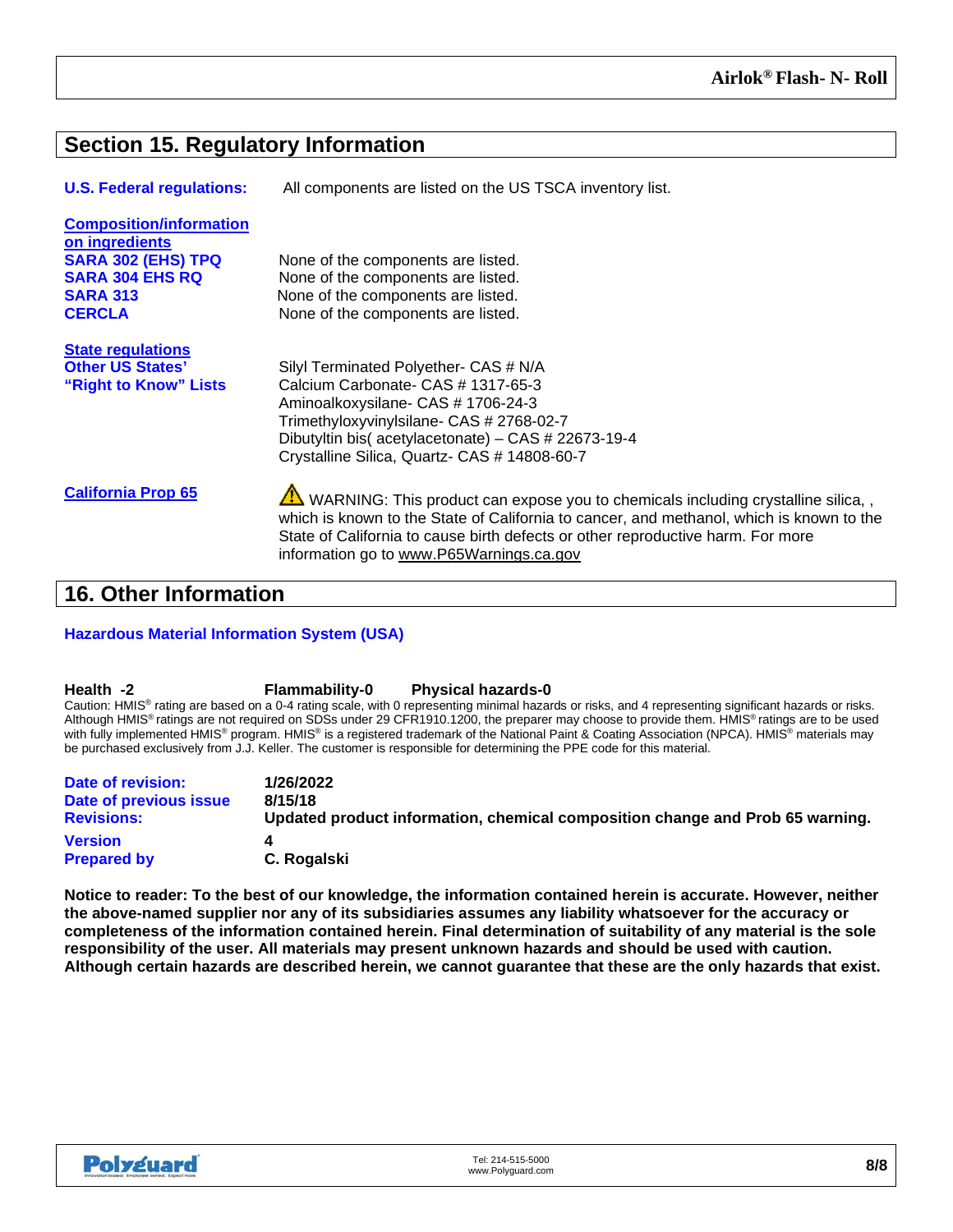## Section 15. Regulatory Information

**U.S. Federal regulations:** All components are listed on the US TSCA inventory list.

**Composition/information on ingredients**

| | |
|---|---|
| **SARA 302 (EHS) TPQ** | None of the components are listed. |
| **SARA 304 EHS RQ** | None of the components are listed. |
| **SARA 313** | None of the components are listed. |
| **CERCLA** | None of the components are listed. |

**State regulations**

**Other US States' "Right to Know" Lists**

Silyl Terminated Polyether- CAS # N/A
Calcium Carbonate- CAS # 1317-65-3
Aminoalkoxysilane- CAS # 1706-24-3
Trimethyloxyvinylsilane- CAS # 2768-02-7
Dibutyltin bis( acetylacetonate) – CAS # 22673-19-4
Crystalline Silica, Quartz- CAS # 14808-60-7

**California Prop 65**

⚠ WARNING: This product can expose you to chemicals including crystalline silica, , which is known to the State of California to cancer, and methanol, which is known to the State of California to cause birth defects or other reproductive harm. For more information go to www.P65Warnings.ca.gov

## 16. Other Information

**Hazardous Material Information System (USA)**

**Health -2** **Flammability-0** **Physical hazards-0**

Caution: HMIS® rating are based on a 0-4 rating scale, with 0 representing minimal hazards or risks, and 4 representing significant hazards or risks. Although HMIS® ratings are not required on SDSs under 29 CFR1910.1200, the preparer may choose to provide them. HMIS® ratings are to be used with fully implemented HMIS® program. HMIS® is a registered trademark of the National Paint & Coating Association (NPCA). HMIS® materials may be purchased exclusively from J.J. Keller. The customer is responsible for determining the PPE code for this material.

| | |
|---|---|
| **Date of revision:** | **1/26/2022** |
| **Date of previous issue** | **8/15/18** |
| **Revisions:** | **Updated product information, chemical composition change and Prob 65 warning.** |
| **Version** | **4** |
| **Prepared by** | **C. Rogalski** |

**Notice to reader: To the best of our knowledge, the information contained herein is accurate. However, neither the above-named supplier nor any of its subsidiaries assumes any liability whatsoever for the accuracy or completeness of the information contained herein. Final determination of suitability of any material is the sole responsibility of the user. All materials may present unknown hazards and should be used with caution. Although certain hazards are described herein, we cannot guarantee that these are the only hazards that exist.**